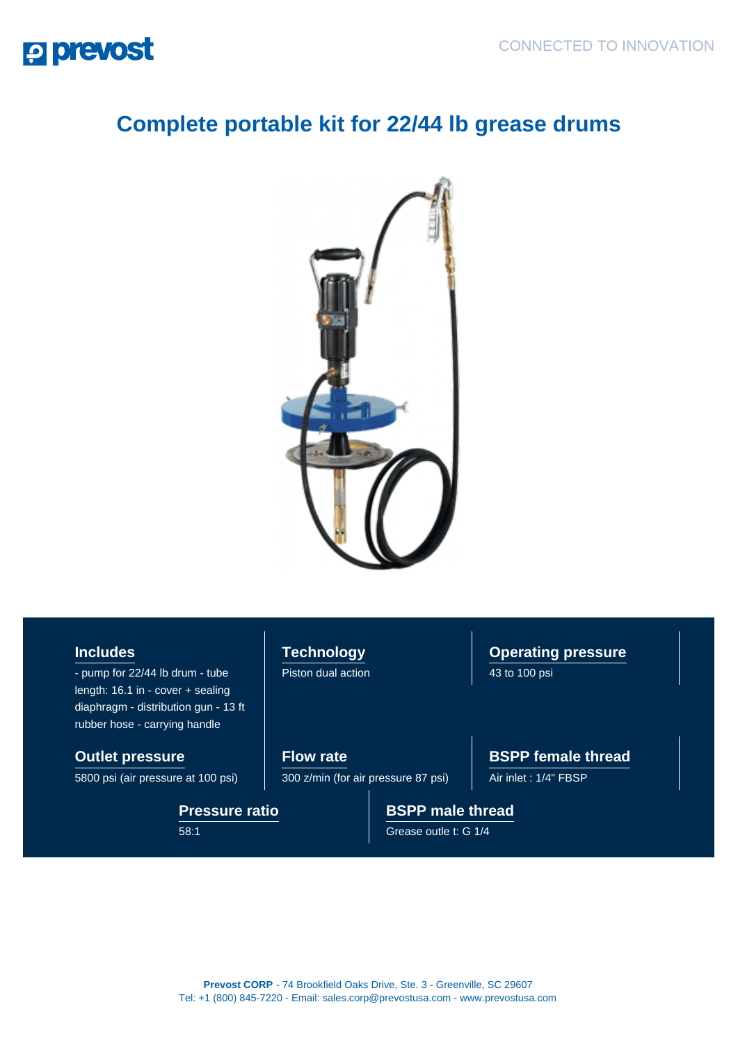# Complete portable kit for 22/44 lb grease drums

### Includes

- pump for 22/44 lb drum - tube length: 16.1 in - cover + sealing diaphragm - distribution gun - 13 ft rubber hose - carrying handle

### Technology

Piston dual action

### Operating pressure

43 to 100 psi

### Outlet pressure

5800 psi (air pressure at 100 psi)

### Flow rate

300 z/min (for air pressure 87 psi)

### BSPP female thread

Air inlet : 1/4" FBSP

### Pressure ratio

58:1

### BSPP male thread

Grease outle t: G 1/4

**Prevost CORP** - 74 Brookfield Oaks Drive, Ste. 3 - Greenville, SC 29607
Tel: +1 (800) 845-7220 - Email: sales.corp@prevostusa.com - www.prevostusa.com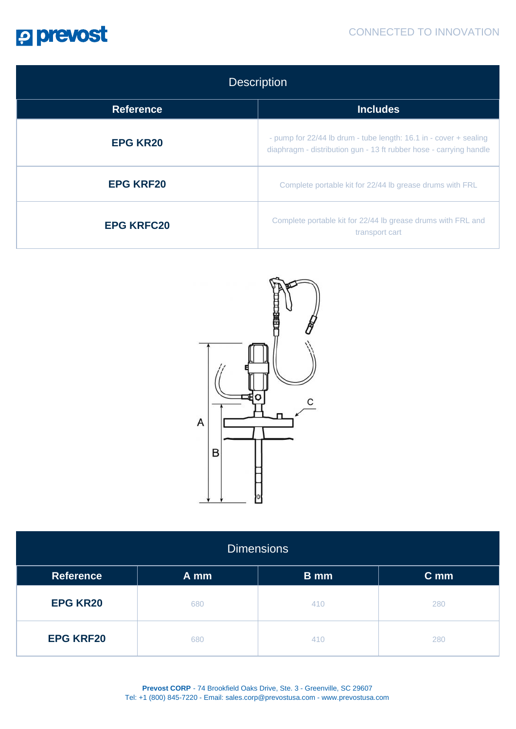## Description

| Reference | Includes |
|---|---|
| **EPG KR20** | - pump for 22/44 lb drum - tube length: 16.1 in - cover + sealing diaphragm - distribution gun - 13 ft rubber hose - carrying handle |
| **EPG KRF20** | Complete portable kit for 22/44 lb grease drums with FRL |
| **EPG KRFC20** | Complete portable kit for 22/44 lb grease drums with FRL and transport cart |

## Dimensions

| Reference | A mm | B mm | C mm |
|---|---|---|---|
| **EPG KR20** | 680 | 410 | 280 |
| **EPG KRF20** | 680 | 410 | 280 |

**Prevost CORP** - 74 Brookfield Oaks Drive, Ste. 3 - Greenville, SC 29607
Tel: +1 (800) 845-7220 - Email: sales.corp@prevostusa.com - www.prevostusa.com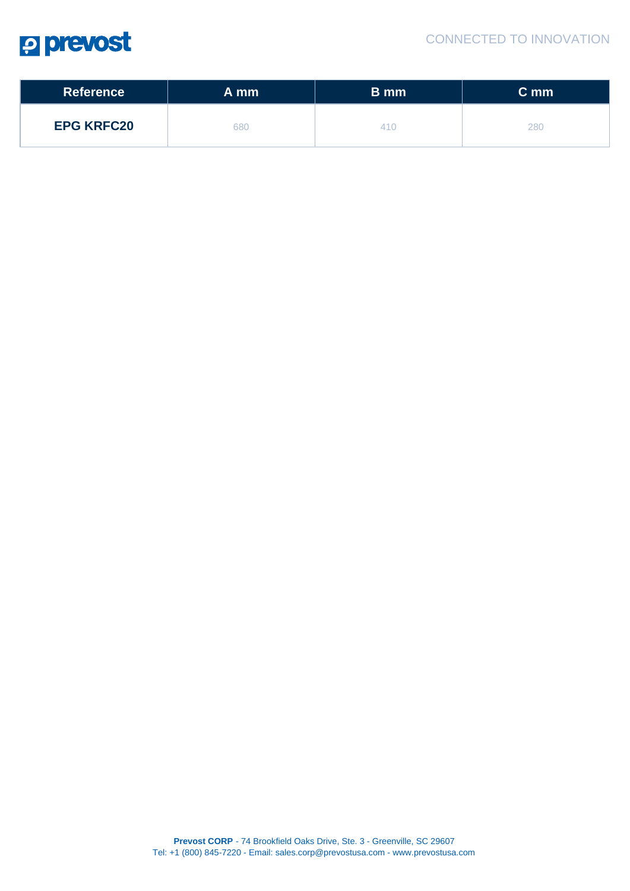| Reference | A mm | B mm | C mm |
|---|---|---|---|
| **EPG KRFC20** | 680 | 410 | 280 |